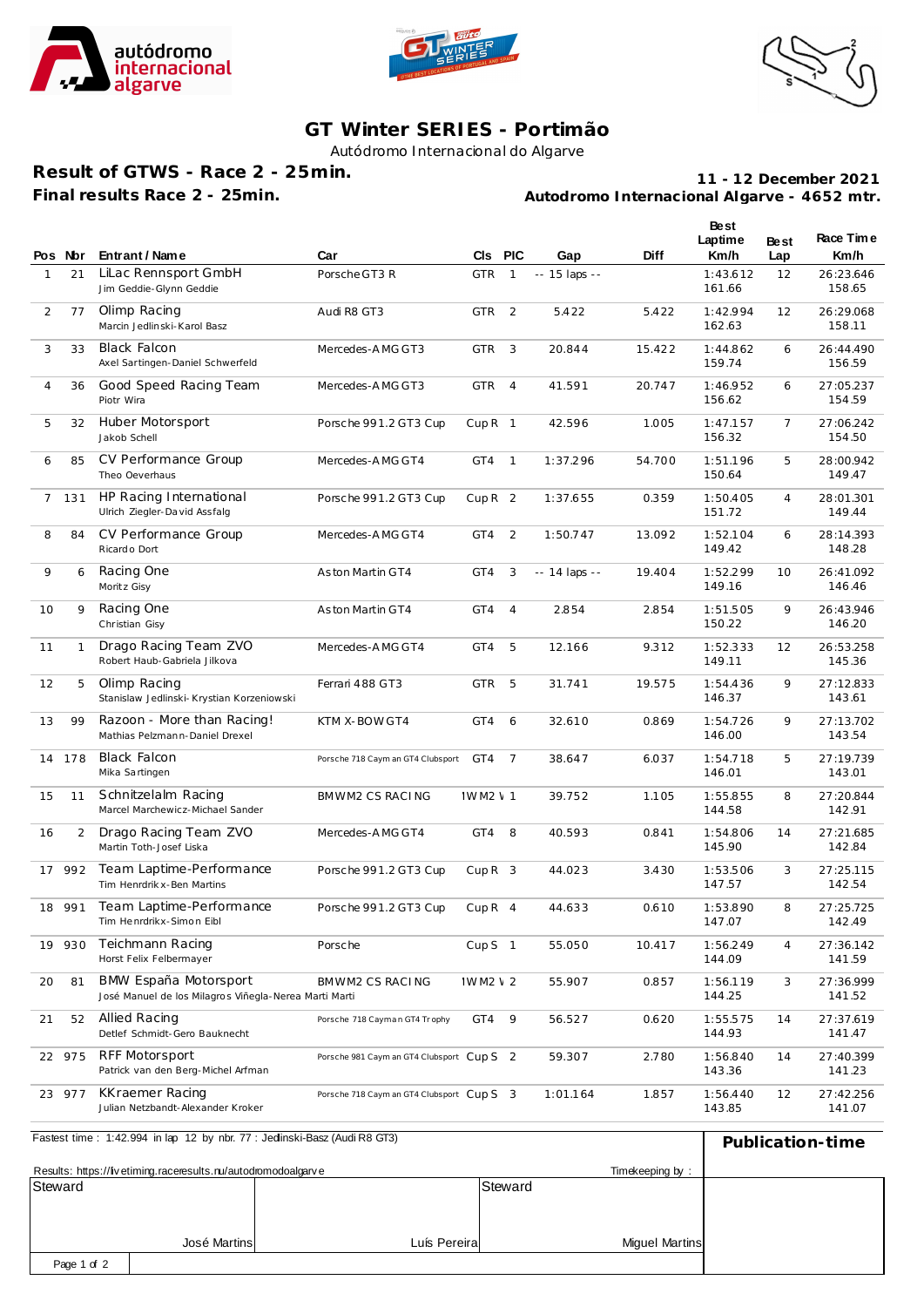# GT Winter SERIES - Portimão

Autódromo Internacional do Algarve

## Result of GTWS - Race 2 - 25min.

**Final results Race 2 - 25min.**

**11 - 12 December 2021**
**Autodromo Internacional Algarve - 4652 mtr.**

| Pos | Nbr | Entrant / Name | Car | Cls | PIC | Gap | Diff | Best Laptime Km/h | Best Lap | Race Time Km/h |
|---|---|---|---|---|---|---|---|---|---|---|
| 1 | 21 | LiLac Rennsport GmbH<br>Jim Geddie-Glynn Geddie | Porsche GT3 R | GTR | 1 | -- 15 laps -- | | 1:43.612<br>161.66 | 12 | 26:23.646<br>158.65 |
| 2 | 77 | Olimp Racing<br>Marcin Jedlinski-Karol Basz | Audi R8 GT3 | GTR | 2 | 5.422 | 5.422 | 1:42.994<br>162.63 | 12 | 26:29.068<br>158.11 |
| 3 | 33 | Black Falcon<br>Axel Sartingen-Daniel Schwerfeld | Mercedes-AMG GT3 | GTR | 3 | 20.844 | 15.422 | 1:44.862<br>159.74 | 6 | 26:44.490<br>156.59 |
| 4 | 36 | Good Speed Racing Team<br>Piotr Wira | Mercedes-AMG GT3 | GTR | 4 | 41.591 | 20.747 | 1:46.952<br>156.62 | 6 | 27:05.237<br>154.59 |
| 5 | 32 | Huber Motorsport<br>Jakob Schell | Porsche 991.2 GT3 Cup | Cup R | 1 | 42.596 | 1.005 | 1:47.157<br>156.32 | 7 | 27:06.242<br>154.50 |
| 6 | 85 | CV Performance Group<br>Theo Oeverhaus | Mercedes-AMG GT4 | GT4 | 1 | 1:37.296 | 54.700 | 1:51.196<br>150.64 | 5 | 28:00.942<br>149.47 |
| 7 | 131 | HP Racing International<br>Ulrich Ziegler-David Assfalg | Porsche 991.2 GT3 Cup | Cup R | 2 | 1:37.655 | 0.359 | 1:50.405<br>151.72 | 4 | 28:01.301<br>149.44 |
| 8 | 84 | CV Performance Group<br>Ricardo Dort | Mercedes-AMG GT4 | GT4 | 2 | 1:50.747 | 13.092 | 1:52.104<br>149.42 | 6 | 28:14.393<br>148.28 |
| 9 | 6 | Racing One<br>Moritz Gisy | Aston Martin GT4 | GT4 | 3 | -- 14 laps -- | 19.404 | 1:52.299<br>149.16 | 10 | 26:41.092<br>146.46 |
| 10 | 9 | Racing One<br>Christian Gisy | Aston Martin GT4 | GT4 | 4 | 2.854 | 2.854 | 1:51.505<br>150.22 | 9 | 26:43.946<br>146.20 |
| 11 | 1 | Drago Racing Team ZVO<br>Robert Haub-Gabriela Jilkova | Mercedes-AMG GT4 | GT4 | 5 | 12.166 | 9.312 | 1:52.333<br>149.11 | 12 | 26:53.258<br>145.36 |
| 12 | 5 | Olimp Racing<br>Stanislaw Jedlinski-Krystian Korzeniowski | Ferrari 488 GT3 | GTR | 5 | 31.741 | 19.575 | 1:54.436<br>146.37 | 9 | 27:12.833<br>143.61 |
| 13 | 99 | Razoon - More than Racing!<br>Mathias Pelzmann-Daniel Drexel | KTM X-BOW GT4 | GT4 | 6 | 32.610 | 0.869 | 1:54.726<br>146.00 | 9 | 27:13.702<br>143.54 |
| 14 | 178 | Black Falcon<br>Mika Sartingen | Porsche 718 Cayman GT4 Clubsport | GT4 | 7 | 38.647 | 6.037 | 1:54.718<br>146.01 | 5 | 27:19.739<br>143.01 |
| 15 | 11 | Schnitzelalm Racing<br>Marcel Marchewicz-Michael Sander | BMW M2 CS RACING | 1WM2 V | 1 | 39.752 | 1.105 | 1:55.855<br>144.58 | 8 | 27:20.844<br>142.91 |
| 16 | 2 | Drago Racing Team ZVO<br>Martin Toth-Josef Liska | Mercedes-AMG GT4 | GT4 | 8 | 40.593 | 0.841 | 1:54.806<br>145.90 | 14 | 27:21.685<br>142.84 |
| 17 | 992 | Team Laptime-Performance<br>Tim Henrdrikx-Ben Martins | Porsche 991.2 GT3 Cup | Cup R | 3 | 44.023 | 3.430 | 1:53.506<br>147.57 | 3 | 27:25.115<br>142.54 |
| 18 | 991 | Team Laptime-Performance<br>Tim Henrdrikx-Simon Eibl | Porsche 991.2 GT3 Cup | Cup R | 4 | 44.633 | 0.610 | 1:53.890<br>147.07 | 8 | 27:25.725<br>142.49 |
| 19 | 930 | Teichmann Racing<br>Horst Felix Felbermayer | Porsche | Cup S | 1 | 55.050 | 10.417 | 1:56.249<br>144.09 | 4 | 27:36.142<br>141.59 |
| 20 | 81 | BMW España Motorsport<br>José Manuel de los Milagros Viñegla-Nerea Marti Marti | BMW M2 CS RACING | 1WM2 V | 2 | 55.907 | 0.857 | 1:56.119<br>144.25 | 3 | 27:36.999<br>141.52 |
| 21 | 52 | Allied Racing<br>Detlef Schmidt-Gero Bauknecht | Porsche 718 Cayman GT4 Trophy | GT4 | 9 | 56.527 | 0.620 | 1:55.575<br>144.93 | 14 | 27:37.619<br>141.47 |
| 22 | 975 | RFF Motorsport<br>Patrick van den Berg-Michel Arfman | Porsche 981 Cayman GT4 Clubsport | Cup S | 2 | 59.307 | 2.780 | 1:56.840<br>143.36 | 14 | 27:40.399<br>141.23 |
| 23 | 977 | KKraemer Racing<br>Julian Netzbandt-Alexander Kroker | Porsche 718 Cayman GT4 Clubsport | Cup S | 3 | 1:01.164 | 1.857 | 1:56.440<br>143.85 | 12 | 27:42.256<br>141.07 |

Fastest time : 1:42.994 in lap 12 by nbr. 77 : Jedlinski-Basz (Audi R8 GT3)

**Publication-time**

Results: https://livetiming.raceresults.nu/autodromodoalgarve

Timekeeping by :

| Steward | Steward | |
|---|---|---|
| José Martins | Luís Pereira | Miguel Martins |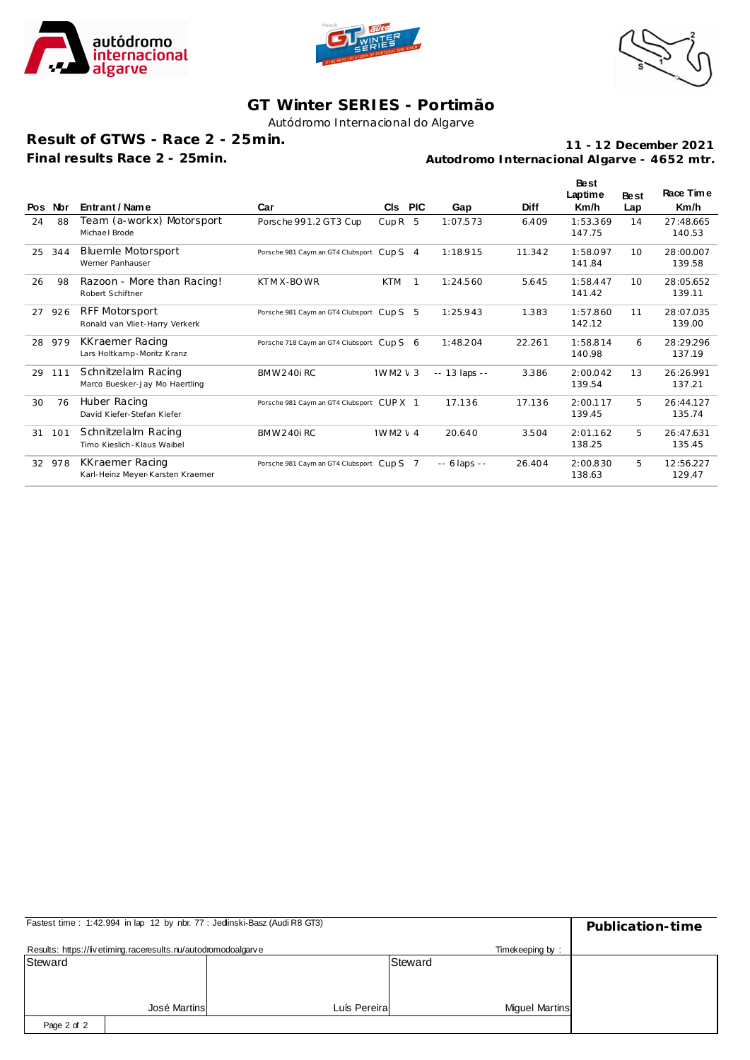## GT Winter SERIES - Portimão

Autódromo Internacional do Algarve

**Result of GTWS - Race 2 - 25min.**

**Final results Race 2 - 25min.**

**11 - 12 December 2021**

**Autodromo Internacional Algarve - 4652 mtr.**

| Pos | Nbr | Entrant / Name | Car | Cls | PIC | Gap | Diff | Best Laptime Km/h | Best Lap | Race Time Km/h |
|---|---|---|---|---|---|---|---|---|---|---|
| 24 | 88 | Team (a-workx) Motorsport<br>Michael Brode | Porsche 991.2 GT3 Cup | Cup R | 5 | 1:07.573 | 6.409 | 1:53.369<br>147.75 | 14 | 27:48.665<br>140.53 |
| 25 | 344 | Bluemle Motorsport<br>Werner Panhauser | Porsche 981 Cayman GT4 Clubsport | Cup S | 4 | 1:18.915 | 11.342 | 1:58.097<br>141.84 | 10 | 28:00.007<br>139.58 |
| 26 | 98 | Razoon - More than Racing!<br>Robert Schiftner | KTM X-BOW R | KTM | 1 | 1:24.560 | 5.645 | 1:58.447<br>141.42 | 10 | 28:05.652<br>139.11 |
| 27 | 926 | RFF Motorsport<br>Ronald van Vliet-Harry Verkerk | Porsche 981 Cayman GT4 Clubsport | Cup S | 5 | 1:25.943 | 1.383 | 1:57.860<br>142.12 | 11 | 28:07.035<br>139.00 |
| 28 | 979 | KKraemer Racing<br>Lars Holtkamp-Moritz Kranz | Porsche 718 Cayman GT4 Clubsport | Cup S | 6 | 1:48.204 | 22.261 | 1:58.814<br>140.98 | 6 | 28:29.296<br>137.19 |
| 29 | 111 | Schnitzelalm Racing<br>Marco Buesker-Jay Mo Haertling | BMW 240i RC | IWM2 V | 3 | -- 13 laps -- | 3.386 | 2:00.042<br>139.54 | 13 | 26:26.991<br>137.21 |
| 30 | 76 | Huber Racing<br>David Kiefer-Stefan Kiefer | Porsche 981 Cayman GT4 Clubsport | CUP X | 1 | 17.136 | 17.136 | 2:00.117<br>139.45 | 5 | 26:44.127<br>135.74 |
| 31 | 101 | Schnitzelalm Racing<br>Timo Kieslich-Klaus Waibel | BMW 240i RC | IWM2 V | 4 | 20.640 | 3.504 | 2:01.162<br>138.25 | 5 | 26:47.631<br>135.45 |
| 32 | 978 | KKraemer Racing<br>Karl-Heinz Meyer-Karsten Kraemer | Porsche 981 Cayman GT4 Clubsport | Cup S | 7 | -- 6 laps -- | 26.404 | 2:00.830<br>138.63 | 5 | 12:56.227<br>129.47 |

Fastest time : 1:42.994 in lap 12 by nbr. 77 : Jedlinski-Basz (Audi R8 GT3)

**Publication-time**

Results: https://livetiming.raceresults.nu/autodromodoalgarve

Timekeeping by :

| Steward | | Steward | |
|---|---|---|---|
| José Martins | Luís Pereira | | Miguel Martins |